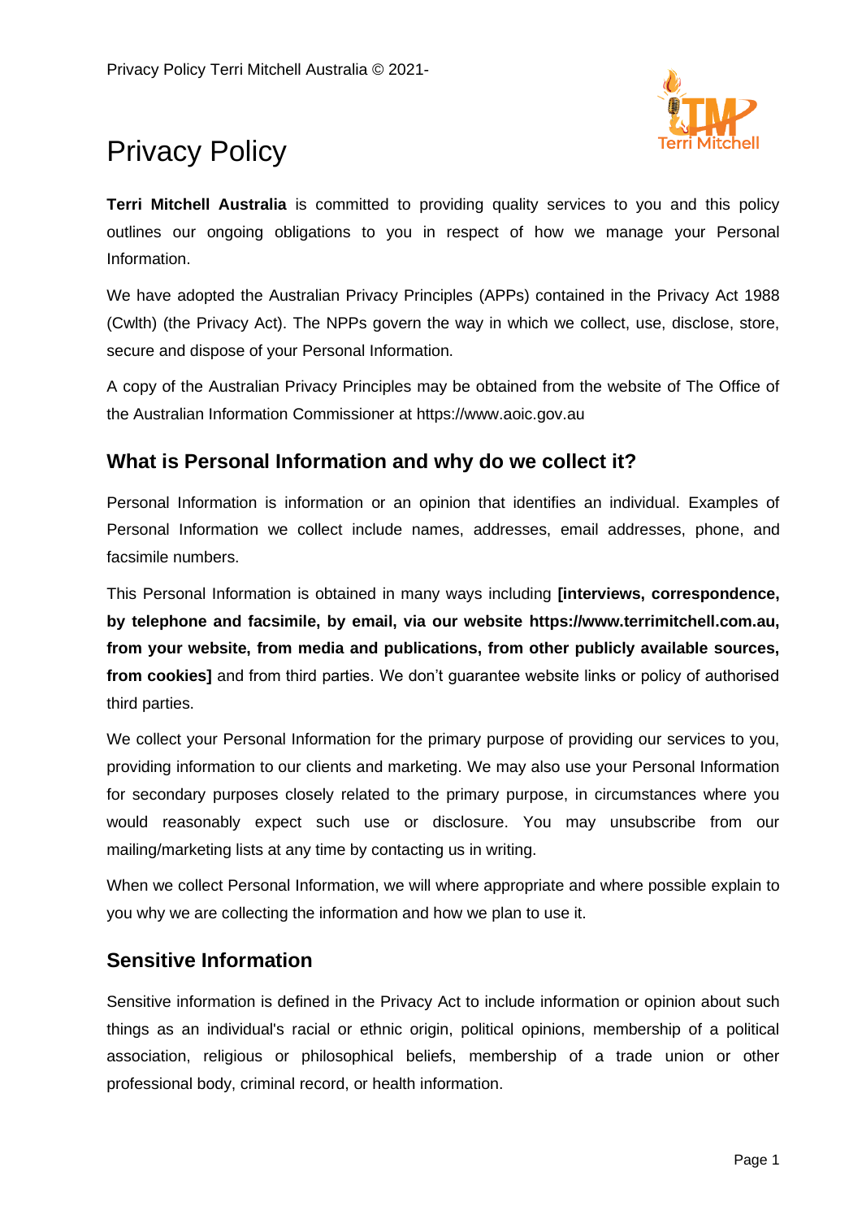# Privacy Policy

**Terri Mitchell Australia** is committed to providing quality services to you and this policy outlines our ongoing obligations to you in respect of how we manage your Personal Information.

We have adopted the Australian Privacy Principles (APPs) contained in the Privacy Act 1988 (Cwlth) (the Privacy Act). The NPPs govern the way in which we collect, use, disclose, store, secure and dispose of your Personal Information.

A copy of the Australian Privacy Principles may be obtained from the website of The Office of the Australian Information Commissioner at https://www.aoic.gov.au

## What is Personal Information and why do we collect it?

Personal Information is information or an opinion that identifies an individual. Examples of Personal Information we collect include names, addresses, email addresses, phone, and facsimile numbers.

This Personal Information is obtained in many ways including **[interviews, correspondence, by telephone and facsimile, by email, via our website https://www.terrimitchell.com.au, from your website, from media and publications, from other publicly available sources, from cookies]** and from third parties. We don't guarantee website links or policy of authorised third parties.

We collect your Personal Information for the primary purpose of providing our services to you, providing information to our clients and marketing. We may also use your Personal Information for secondary purposes closely related to the primary purpose, in circumstances where you would reasonably expect such use or disclosure. You may unsubscribe from our mailing/marketing lists at any time by contacting us in writing.

When we collect Personal Information, we will where appropriate and where possible explain to you why we are collecting the information and how we plan to use it.

## Sensitive Information

Sensitive information is defined in the Privacy Act to include information or opinion about such things as an individual's racial or ethnic origin, political opinions, membership of a political association, religious or philosophical beliefs, membership of a trade union or other professional body, criminal record, or health information.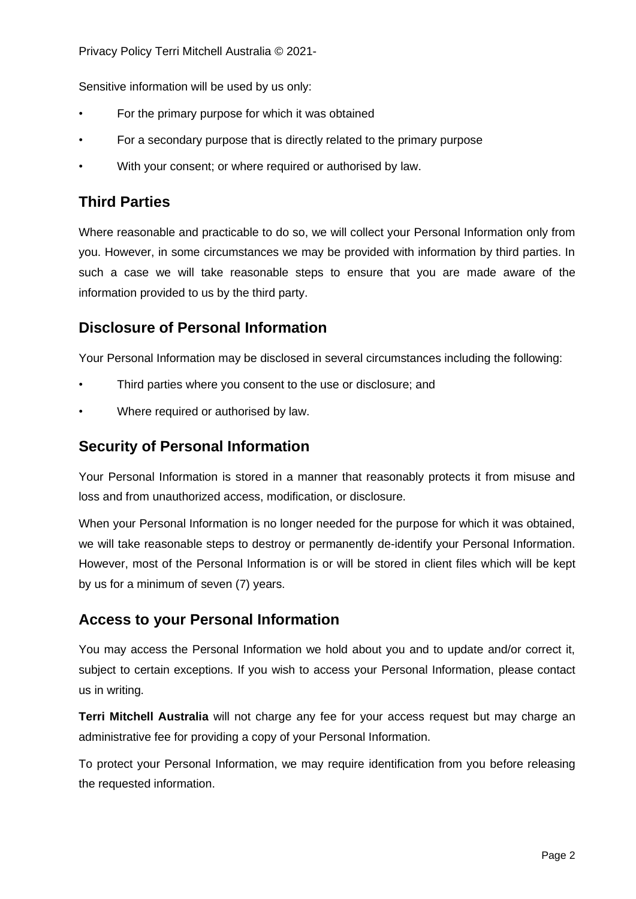Sensitive information will be used by us only:

- For the primary purpose for which it was obtained
- For a secondary purpose that is directly related to the primary purpose
- With your consent; or where required or authorised by law.

## Third Parties

Where reasonable and practicable to do so, we will collect your Personal Information only from you. However, in some circumstances we may be provided with information by third parties. In such a case we will take reasonable steps to ensure that you are made aware of the information provided to us by the third party.

## Disclosure of Personal Information

Your Personal Information may be disclosed in several circumstances including the following:

- Third parties where you consent to the use or disclosure; and
- Where required or authorised by law.

## Security of Personal Information

Your Personal Information is stored in a manner that reasonably protects it from misuse and loss and from unauthorized access, modification, or disclosure.

When your Personal Information is no longer needed for the purpose for which it was obtained, we will take reasonable steps to destroy or permanently de-identify your Personal Information. However, most of the Personal Information is or will be stored in client files which will be kept by us for a minimum of seven (7) years.

## Access to your Personal Information

You may access the Personal Information we hold about you and to update and/or correct it, subject to certain exceptions. If you wish to access your Personal Information, please contact us in writing.

**Terri Mitchell Australia** will not charge any fee for your access request but may charge an administrative fee for providing a copy of your Personal Information.

To protect your Personal Information, we may require identification from you before releasing the requested information.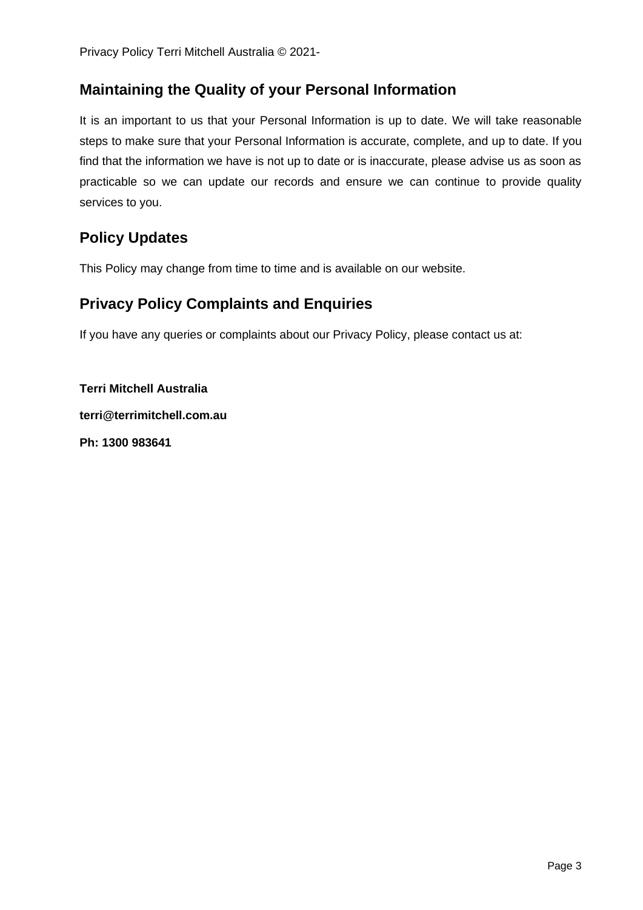## Maintaining the Quality of your Personal Information

It is an important to us that your Personal Information is up to date. We will take reasonable steps to make sure that your Personal Information is accurate, complete, and up to date. If you find that the information we have is not up to date or is inaccurate, please advise us as soon as practicable so we can update our records and ensure we can continue to provide quality services to you.

## Policy Updates

This Policy may change from time to time and is available on our website.

## Privacy Policy Complaints and Enquiries

If you have any queries or complaints about our Privacy Policy, please contact us at:

**Terri Mitchell Australia**

**terri@terrimitchell.com.au**

**Ph: 1300 983641**